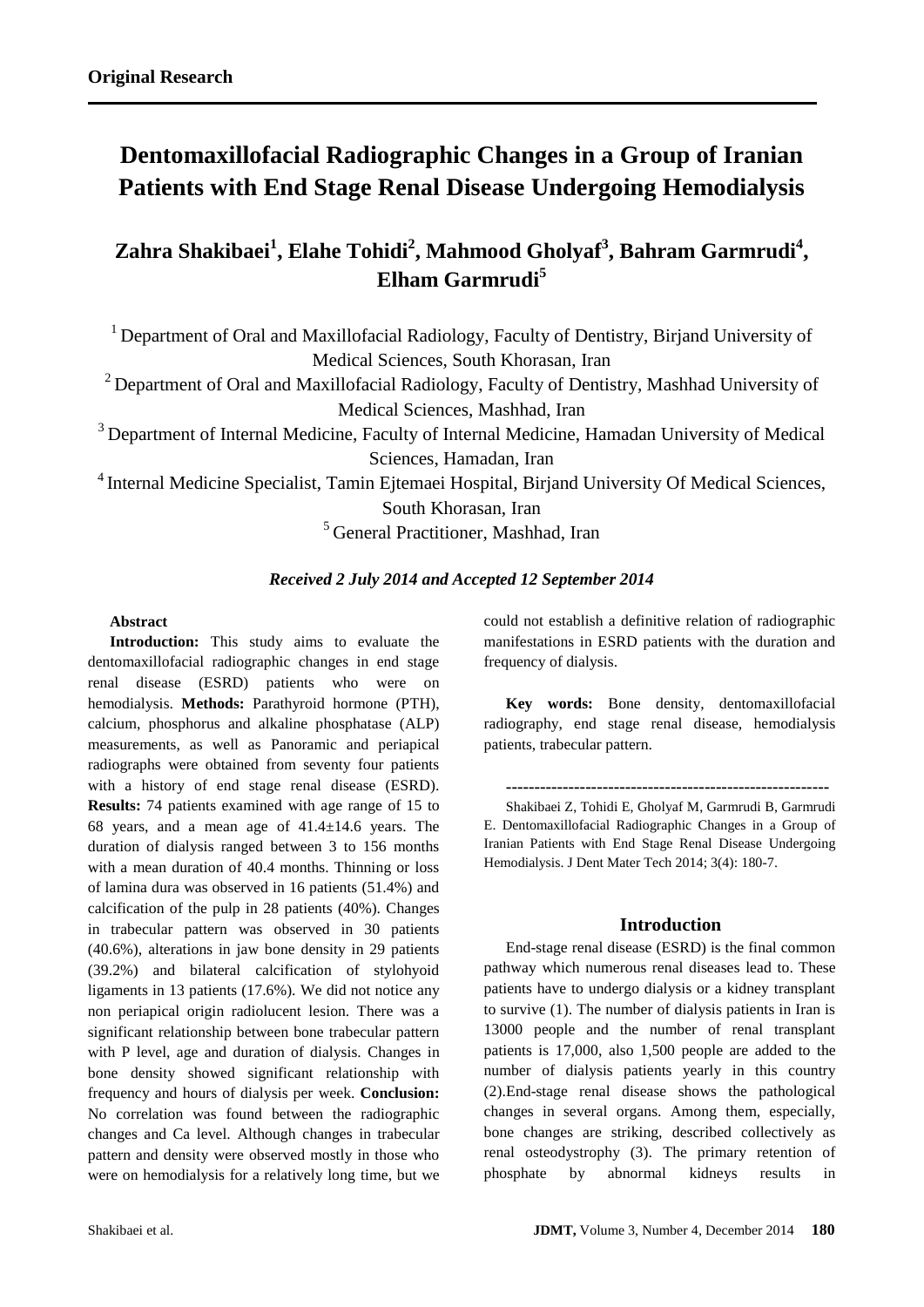**Original Research**

# Dentomaxillofacial Radiographic Changes in a Group of Iranian Patients with End Stage Renal Disease Undergoing Hemodialysis

## Zahra Shakibaei[1], Elahe Tohidi[2], Mahmood Gholyaf[3], Bahram Garmrudi[4], Elham Garmrudi[5]

[1] Department of Oral and Maxillofacial Radiology, Faculty of Dentistry, Birjand University of Medical Sciences, South Khorasan, Iran

[2] Department of Oral and Maxillofacial Radiology, Faculty of Dentistry, Mashhad University of Medical Sciences, Mashhad, Iran

[3] Department of Internal Medicine, Faculty of Internal Medicine, Hamadan University of Medical Sciences, Hamadan, Iran

[4] Internal Medicine Specialist, Tamin Ejtemaei Hospital, Birjand University Of Medical Sciences, South Khorasan, Iran

[5] General Practitioner, Mashhad, Iran

***Received 2 July 2014 and Accepted 12 September 2014***

**Abstract**

**Introduction:** This study aims to evaluate the dentomaxillofacial radiographic changes in end stage renal disease (ESRD) patients who were on hemodialysis. **Methods:** Parathyroid hormone (PTH), calcium, phosphorus and alkaline phosphatase (ALP) measurements, as well as Panoramic and periapical radiographs were obtained from seventy four patients with a history of end stage renal disease (ESRD). **Results:** 74 patients examined with age range of 15 to 68 years, and a mean age of 41.4±14.6 years. The duration of dialysis ranged between 3 to 156 months with a mean duration of 40.4 months. Thinning or loss of lamina dura was observed in 16 patients (51.4%) and calcification of the pulp in 28 patients (40%). Changes in trabecular pattern was observed in 30 patients (40.6%), alterations in jaw bone density in 29 patients (39.2%) and bilateral calcification of stylohyoid ligaments in 13 patients (17.6%). We did not notice any non periapical origin radiolucent lesion. There was a significant relationship between bone trabecular pattern with P level, age and duration of dialysis. Changes in bone density showed significant relationship with frequency and hours of dialysis per week. **Conclusion:** No correlation was found between the radiographic changes and Ca level. Although changes in trabecular pattern and density were observed mostly in those who were on hemodialysis for a relatively long time, but we could not establish a definitive relation of radiographic manifestations in ESRD patients with the duration and frequency of dialysis.

**Key words:** Bone density, dentomaxillofacial radiography, end stage renal disease, hemodialysis patients, trabecular pattern.

---

Shakibaei Z, Tohidi E, Gholyaf M, Garmrudi B, Garmrudi E. Dentomaxillofacial Radiographic Changes in a Group of Iranian Patients with End Stage Renal Disease Undergoing Hemodialysis. J Dent Mater Tech 2014; 3(4): 180-7.

## Introduction

End-stage renal disease (ESRD) is the final common pathway which numerous renal diseases lead to. These patients have to undergo dialysis or a kidney transplant to survive (1). The number of dialysis patients in Iran is 13000 people and the number of renal transplant patients is 17,000, also 1,500 people are added to the number of dialysis patients yearly in this country (2).End-stage renal disease shows the pathological changes in several organs. Among them, especially, bone changes are striking, described collectively as renal osteodystrophy (3). The primary retention of phosphate by abnormal kidneys results in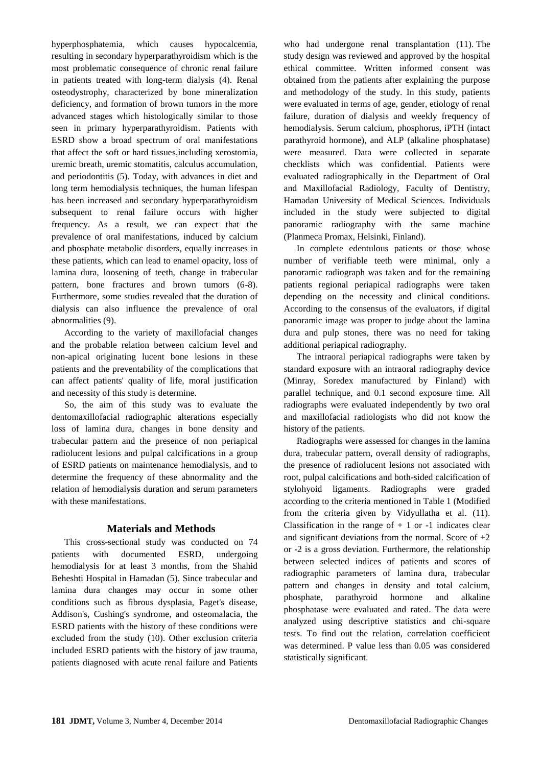hyperphosphatemia, which causes hypocalcemia, resulting in secondary hyperparathyroidism which is the most problematic consequence of chronic renal failure in patients treated with long-term dialysis (4). Renal osteodystrophy, characterized by bone mineralization deficiency, and formation of brown tumors in the more advanced stages which histologically similar to those seen in primary hyperparathyroidism. Patients with ESRD show a broad spectrum of oral manifestations that affect the soft or hard tissues,including xerostomia, uremic breath, uremic stomatitis, calculus accumulation, and periodontitis (5). Today, with advances in diet and long term hemodialysis techniques, the human lifespan has been increased and secondary hyperparathyroidism subsequent to renal failure occurs with higher frequency. As a result, we can expect that the prevalence of oral manifestations, induced by calcium and phosphate metabolic disorders, equally increases in these patients, which can lead to enamel opacity, loss of lamina dura, loosening of teeth, change in trabecular pattern, bone fractures and brown tumors (6-8). Furthermore, some studies revealed that the duration of dialysis can also influence the prevalence of oral abnormalities (9).

According to the variety of maxillofacial changes and the probable relation between calcium level and non-apical originating lucent bone lesions in these patients and the preventability of the complications that can affect patients' quality of life, moral justification and necessity of this study is determine.

So, the aim of this study was to evaluate the dentomaxillofacial radiographic alterations especially loss of lamina dura, changes in bone density and trabecular pattern and the presence of non periapical radiolucent lesions and pulpal calcifications in a group of ESRD patients on maintenance hemodialysis, and to determine the frequency of these abnormality and the relation of hemodialysis duration and serum parameters with these manifestations.

## Materials and Methods

This cross-sectional study was conducted on 74 patients with documented ESRD, undergoing hemodialysis for at least 3 months, from the Shahid Beheshti Hospital in Hamadan (5). Since trabecular and lamina dura changes may occur in some other conditions such as fibrous dysplasia, Paget's disease, Addison's, Cushing's syndrome, and osteomalacia, the ESRD patients with the history of these conditions were excluded from the study (10). Other exclusion criteria included ESRD patients with the history of jaw trauma, patients diagnosed with acute renal failure and Patients who had undergone renal transplantation (11). The study design was reviewed and approved by the hospital ethical committee. Written informed consent was obtained from the patients after explaining the purpose and methodology of the study. In this study, patients were evaluated in terms of age, gender, etiology of renal failure, duration of dialysis and weekly frequency of hemodialysis. Serum calcium, phosphorus, iPTH (intact parathyroid hormone), and ALP (alkaline phosphatase) were measured. Data were collected in separate checklists which was confidential. Patients were evaluated radiographically in the Department of Oral and Maxillofacial Radiology, Faculty of Dentistry, Hamadan University of Medical Sciences. Individuals included in the study were subjected to digital panoramic radiography with the same machine (Planmeca Promax, Helsinki, Finland).

In complete edentulous patients or those whose number of verifiable teeth were minimal, only a panoramic radiograph was taken and for the remaining patients regional periapical radiographs were taken depending on the necessity and clinical conditions. According to the consensus of the evaluators, if digital panoramic image was proper to judge about the lamina dura and pulp stones, there was no need for taking additional periapical radiography.

The intraoral periapical radiographs were taken by standard exposure with an intraoral radiography device (Minray, Soredex manufactured by Finland) with parallel technique, and 0.1 second exposure time. All radiographs were evaluated independently by two oral and maxillofacial radiologists who did not know the history of the patients.

Radiographs were assessed for changes in the lamina dura, trabecular pattern, overall density of radiographs, the presence of radiolucent lesions not associated with root, pulpal calcifications and both-sided calcification of stylohyoid ligaments. Radiographs were graded according to the criteria mentioned in Table 1 (Modified from the criteria given by Vidyullatha et al. (11). Classification in the range of + 1 or -1 indicates clear and significant deviations from the normal. Score of +2 or -2 is a gross deviation. Furthermore, the relationship between selected indices of patients and scores of radiographic parameters of lamina dura, trabecular pattern and changes in density and total calcium, phosphate, parathyroid hormone and alkaline phosphatase were evaluated and rated. The data were analyzed using descriptive statistics and chi-square tests. To find out the relation, correlation coefficient was determined. P value less than 0.05 was considered statistically significant.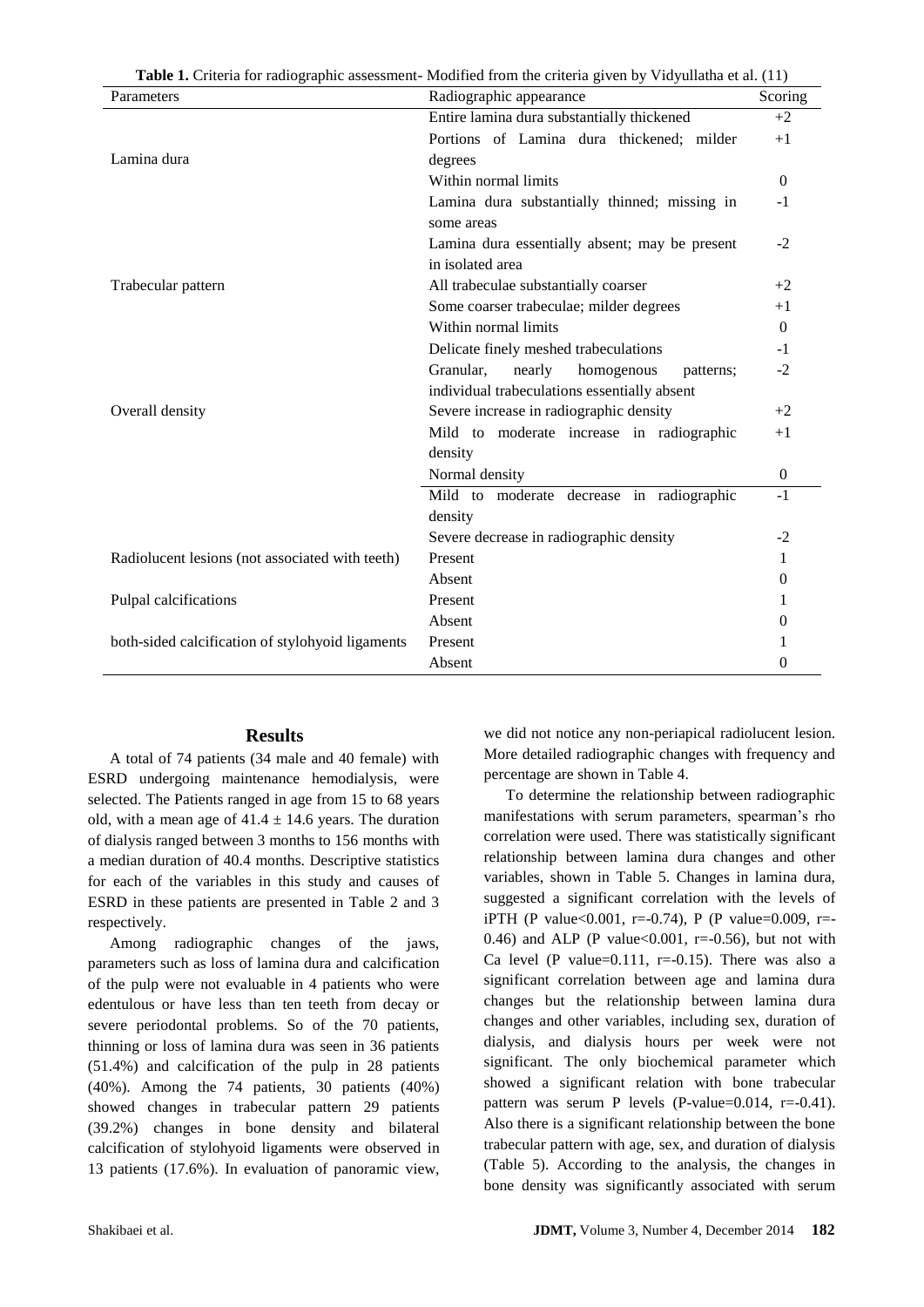**Table 1.** Criteria for radiographic assessment- Modified from the criteria given by Vidyullatha et al. (11)

| Parameters | Radiographic appearance | Scoring |
|---|---|---|
| Lamina dura | Entire lamina dura substantially thickened | +2 |
| | Portions of Lamina dura thickened; milder degrees | +1 |
| | Within normal limits | 0 |
| | Lamina dura substantially thinned; missing in some areas | -1 |
| | Lamina dura essentially absent; may be present in isolated area | -2 |
| Trabecular pattern | All trabeculae substantially coarser | +2 |
| | Some coarser trabeculae; milder degrees | +1 |
| | Within normal limits | 0 |
| | Delicate finely meshed trabeculations | -1 |
| | Granular, nearly homogenous patterns; individual trabeculations essentially absent | -2 |
| Overall density | Severe increase in radiographic density | +2 |
| | Mild to moderate increase in radiographic density | +1 |
| | Normal density | 0 |
| | Mild to moderate decrease in radiographic density | -1 |
| | Severe decrease in radiographic density | -2 |
| Radiolucent lesions (not associated with teeth) | Present | 1 |
| | Absent | 0 |
| Pulpal calcifications | Present | 1 |
| | Absent | 0 |
| both-sided calcification of stylohyoid ligaments | Present | 1 |
| | Absent | 0 |

## Results

A total of 74 patients (34 male and 40 female) with ESRD undergoing maintenance hemodialysis, were selected. The Patients ranged in age from 15 to 68 years old, with a mean age of $41.4 \pm 14.6$ years. The duration of dialysis ranged between 3 months to 156 months with a median duration of 40.4 months. Descriptive statistics for each of the variables in this study and causes of ESRD in these patients are presented in Table 2 and 3 respectively.

Among radiographic changes of the jaws, parameters such as loss of lamina dura and calcification of the pulp were not evaluable in 4 patients who were edentulous or have less than ten teeth from decay or severe periodontal problems. So of the 70 patients, thinning or loss of lamina dura was seen in 36 patients (51.4%) and calcification of the pulp in 28 patients (40%). Among the 74 patients, 30 patients (40%) showed changes in trabecular pattern 29 patients (39.2%) changes in bone density and bilateral calcification of stylohyoid ligaments were observed in 13 patients (17.6%). In evaluation of panoramic view, we did not notice any non-periapical radiolucent lesion. More detailed radiographic changes with frequency and percentage are shown in Table 4.

To determine the relationship between radiographic manifestations with serum parameters, spearman's rho correlation were used. There was statistically significant relationship between lamina dura changes and other variables, shown in Table 5. Changes in lamina dura, suggested a significant correlation with the levels of iPTH (P value<0.001, r=-0.74), P (P value=0.009, r=-0.46) and ALP (P value<0.001, r=-0.56), but not with Ca level (P value=0.111, r=-0.15). There was also a significant correlation between age and lamina dura changes but the relationship between lamina dura changes and other variables, including sex, duration of dialysis, and dialysis hours per week were not significant. The only biochemical parameter which showed a significant relation with bone trabecular pattern was serum P levels (P-value=0.014, r=-0.41). Also there is a significant relationship between the bone trabecular pattern with age, sex, and duration of dialysis (Table 5). According to the analysis, the changes in bone density was significantly associated with serum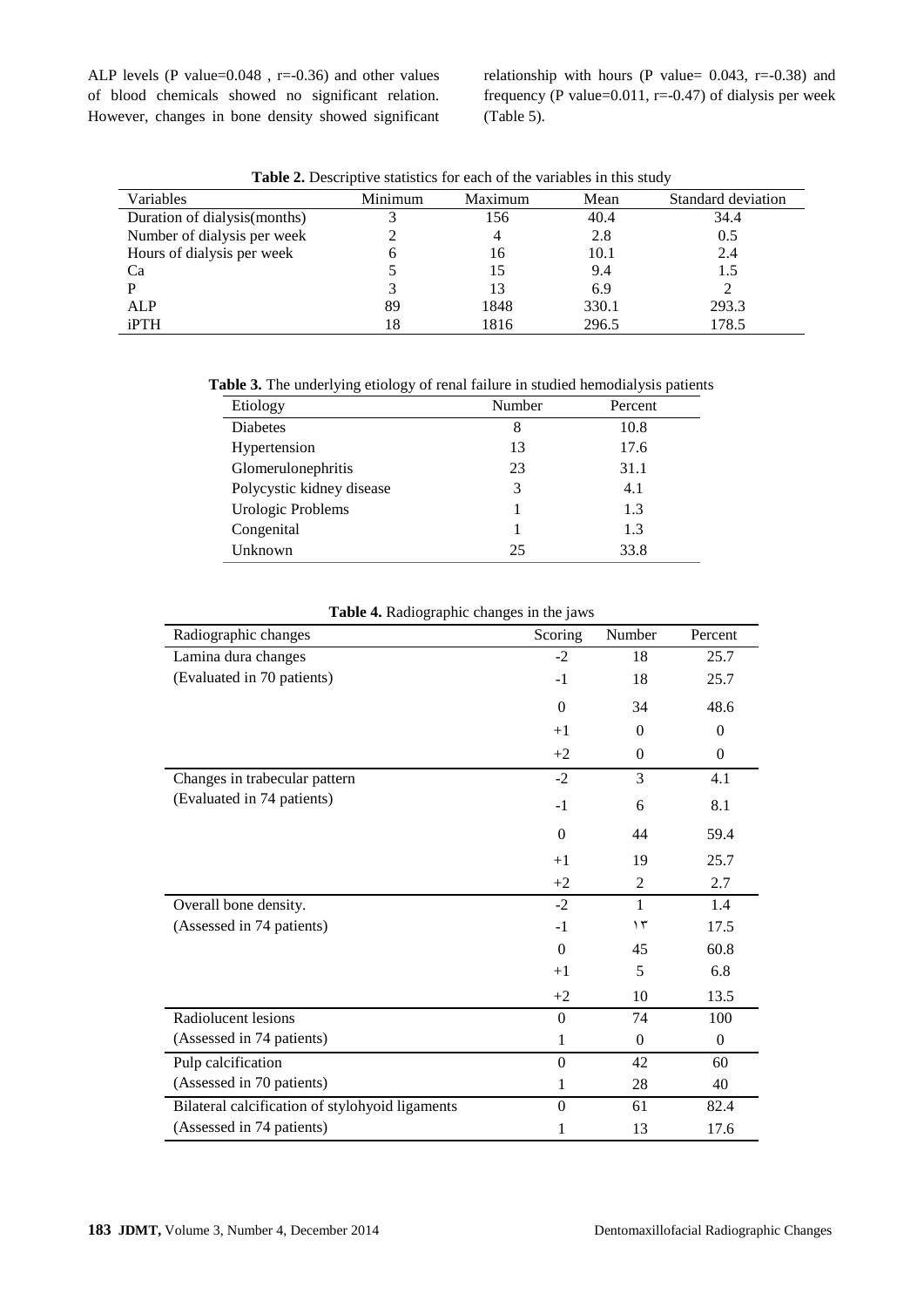ALP levels (P value=0.048 , r=-0.36) and other values of blood chemicals showed no significant relation. However, changes in bone density showed significant relationship with hours (P value= 0.043, r=-0.38) and frequency (P value=0.011, r=-0.47) of dialysis per week (Table 5).

**Table 2.** Descriptive statistics for each of the variables in this study

| Variables | Minimum | Maximum | Mean | Standard deviation |
|---|---|---|---|---|
| Duration of dialysis(months) | 3 | 156 | 40.4 | 34.4 |
| Number of dialysis per week | 2 | 4 | 2.8 | 0.5 |
| Hours of dialysis per week | 6 | 16 | 10.1 | 2.4 |
| Ca | 5 | 15 | 9.4 | 1.5 |
| P | 3 | 13 | 6.9 | 2 |
| ALP | 89 | 1848 | 330.1 | 293.3 |
| iPTH | 18 | 1816 | 296.5 | 178.5 |

**Table 3.** The underlying etiology of renal failure in studied hemodialysis patients

| Etiology | Number | Percent |
|---|---|---|
| Diabetes | 8 | 10.8 |
| Hypertension | 13 | 17.6 |
| Glomerulonephritis | 23 | 31.1 |
| Polycystic kidney disease | 3 | 4.1 |
| Urologic Problems | 1 | 1.3 |
| Congenital | 1 | 1.3 |
| Unknown | 25 | 33.8 |

**Table 4.** Radiographic changes in the jaws

| Radiographic changes | Scoring | Number | Percent |
|---|---|---|---|
| Lamina dura changes | -2 | 18 | 25.7 |
| (Evaluated in 70 patients) | -1 | 18 | 25.7 |
| | 0 | 34 | 48.6 |
| | +1 | 0 | 0 |
| | +2 | 0 | 0 |
| Changes in trabecular pattern | -2 | 3 | 4.1 |
| (Evaluated in 74 patients) | -1 | 6 | 8.1 |
| | 0 | 44 | 59.4 |
| | +1 | 19 | 25.7 |
| | +2 | 2 | 2.7 |
| Overall bone density. | -2 | 1 | 1.4 |
| (Assessed in 74 patients) | -1 | ١٣ | 17.5 |
| | 0 | 45 | 60.8 |
| | +1 | 5 | 6.8 |
| | +2 | 10 | 13.5 |
| Radiolucent lesions | 0 | 74 | 100 |
| (Assessed in 74 patients) | 1 | 0 | 0 |
| Pulp calcification | 0 | 42 | 60 |
| (Assessed in 70 patients) | 1 | 28 | 40 |
| Bilateral calcification of stylohyoid ligaments | 0 | 61 | 82.4 |
| (Assessed in 74 patients) | 1 | 13 | 17.6 |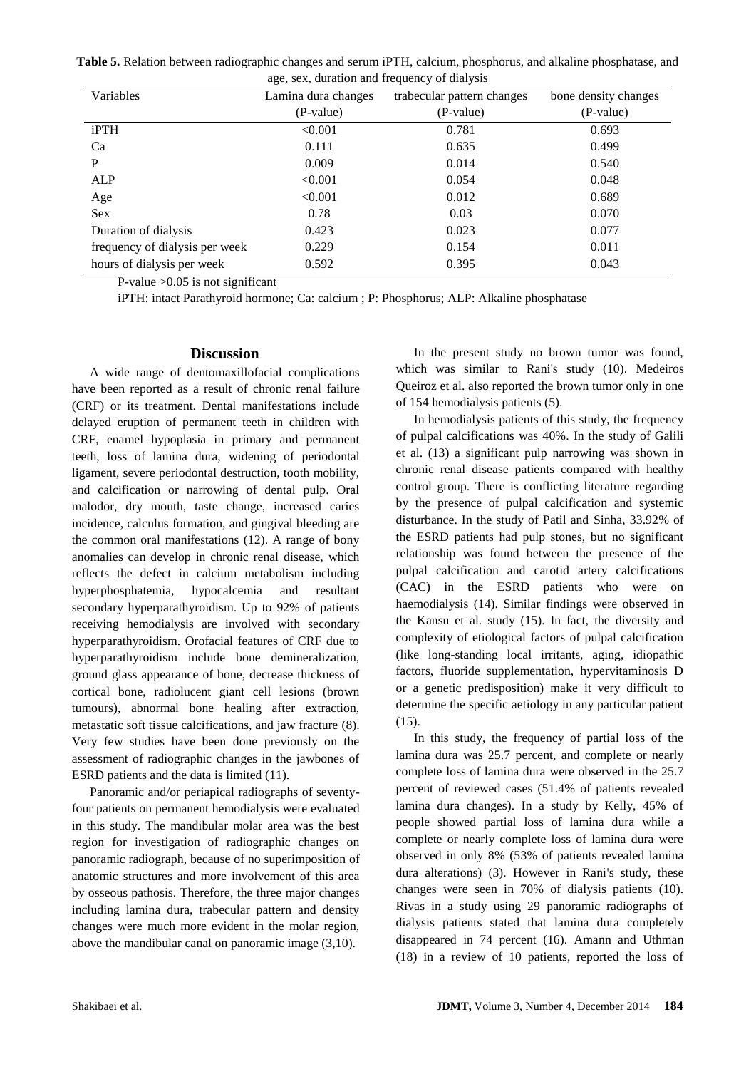**Table 5.** Relation between radiographic changes and serum iPTH, calcium, phosphorus, and alkaline phosphatase, and age, sex, duration and frequency of dialysis

| Variables | Lamina dura changes (P-value) | trabecular pattern changes (P-value) | bone density changes (P-value) |
|---|---|---|---|
| iPTH | <0.001 | 0.781 | 0.693 |
| Ca | 0.111 | 0.635 | 0.499 |
| P | 0.009 | 0.014 | 0.540 |
| ALP | <0.001 | 0.054 | 0.048 |
| Age | <0.001 | 0.012 | 0.689 |
| Sex | 0.78 | 0.03 | 0.070 |
| Duration of dialysis | 0.423 | 0.023 | 0.077 |
| frequency of dialysis per week | 0.229 | 0.154 | 0.011 |
| hours of dialysis per week | 0.592 | 0.395 | 0.043 |

P-value >0.05 is not significant

iPTH: intact Parathyroid hormone; Ca: calcium ; P: Phosphorus; ALP: Alkaline phosphatase

## Discussion

A wide range of dentomaxillofacial complications have been reported as a result of chronic renal failure (CRF) or its treatment. Dental manifestations include delayed eruption of permanent teeth in children with CRF, enamel hypoplasia in primary and permanent teeth, loss of lamina dura, widening of periodontal ligament, severe periodontal destruction, tooth mobility, and calcification or narrowing of dental pulp. Oral malodor, dry mouth, taste change, increased caries incidence, calculus formation, and gingival bleeding are the common oral manifestations (12). A range of bony anomalies can develop in chronic renal disease, which reflects the defect in calcium metabolism including hyperphosphatemia, hypocalcemia and resultant secondary hyperparathyroidism. Up to 92% of patients receiving hemodialysis are involved with secondary hyperparathyroidism. Orofacial features of CRF due to hyperparathyroidism include bone demineralization, ground glass appearance of bone, decrease thickness of cortical bone, radiolucent giant cell lesions (brown tumours), abnormal bone healing after extraction, metastatic soft tissue calcifications, and jaw fracture (8). Very few studies have been done previously on the assessment of radiographic changes in the jawbones of ESRD patients and the data is limited (11).

Panoramic and/or periapical radiographs of seventy-four patients on permanent hemodialysis were evaluated in this study. The mandibular molar area was the best region for investigation of radiographic changes on panoramic radiograph, because of no superimposition of anatomic structures and more involvement of this area by osseous pathosis. Therefore, the three major changes including lamina dura, trabecular pattern and density changes were much more evident in the molar region, above the mandibular canal on panoramic image (3,10).

In the present study no brown tumor was found, which was similar to Rani's study (10). Medeiros Queiroz et al. also reported the brown tumor only in one of 154 hemodialysis patients (5).

In hemodialysis patients of this study, the frequency of pulpal calcifications was 40%. In the study of Galili et al. (13) a significant pulp narrowing was shown in chronic renal disease patients compared with healthy control group. There is conflicting literature regarding by the presence of pulpal calcification and systemic disturbance. In the study of Patil and Sinha, 33.92% of the ESRD patients had pulp stones, but no significant relationship was found between the presence of the pulpal calcification and carotid artery calcifications (CAC) in the ESRD patients who were on haemodialysis (14). Similar findings were observed in the Kansu et al. study (15). In fact, the diversity and complexity of etiological factors of pulpal calcification (like long-standing local irritants, aging, idiopathic factors, fluoride supplementation, hypervitaminosis D or a genetic predisposition) make it very difficult to determine the specific aetiology in any particular patient (15).

In this study, the frequency of partial loss of the lamina dura was 25.7 percent, and complete or nearly complete loss of lamina dura were observed in the 25.7 percent of reviewed cases (51.4% of patients revealed lamina dura changes). In a study by Kelly, 45% of people showed partial loss of lamina dura while a complete or nearly complete loss of lamina dura were observed in only 8% (53% of patients revealed lamina dura alterations) (3). However in Rani's study, these changes were seen in 70% of dialysis patients (10). Rivas in a study using 29 panoramic radiographs of dialysis patients stated that lamina dura completely disappeared in 74 percent (16). Amann and Uthman (18) in a review of 10 patients, reported the loss of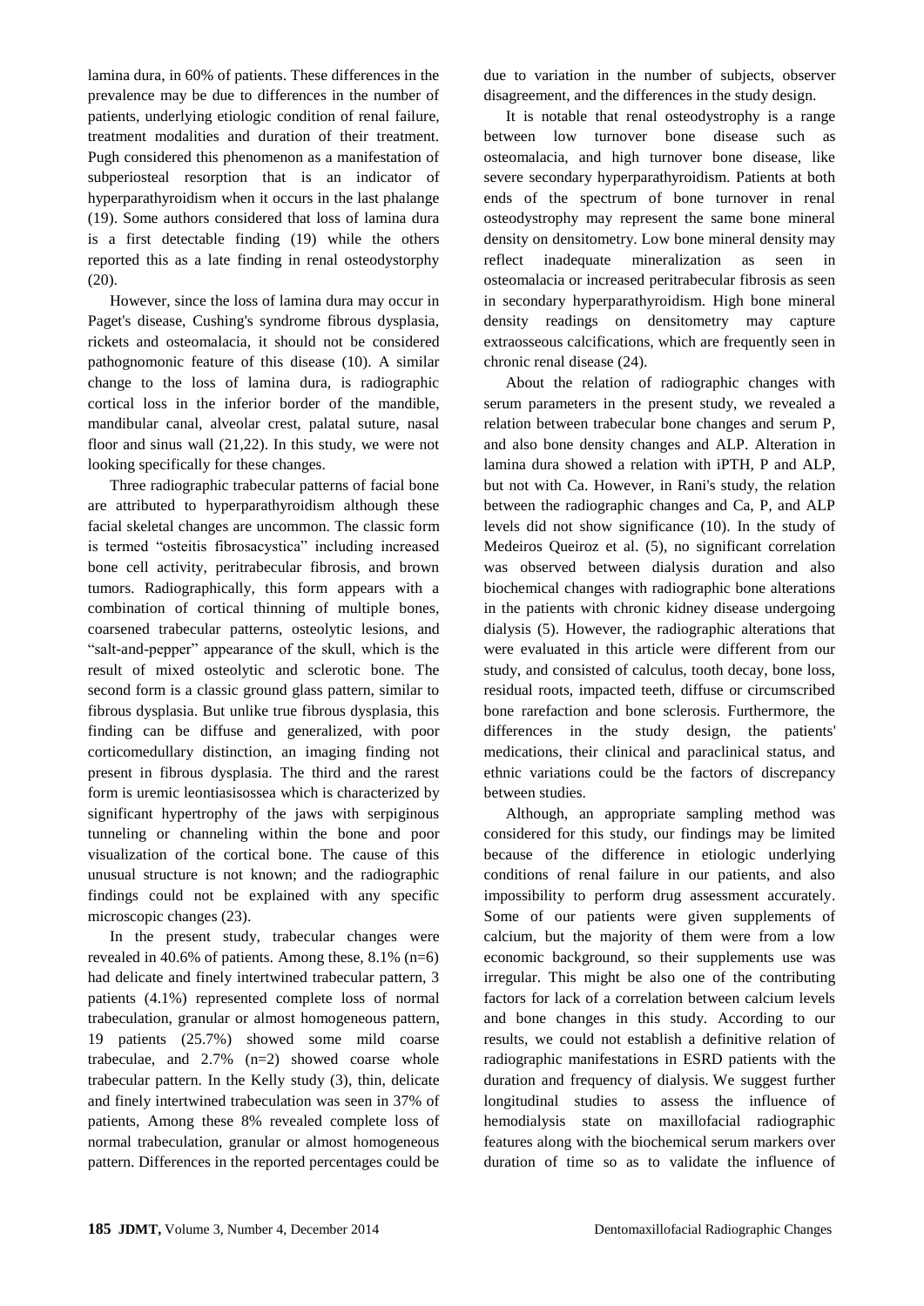lamina dura, in 60% of patients. These differences in the prevalence may be due to differences in the number of patients, underlying etiologic condition of renal failure, treatment modalities and duration of their treatment. Pugh considered this phenomenon as a manifestation of subperiosteal resorption that is an indicator of hyperparathyroidism when it occurs in the last phalange (19). Some authors considered that loss of lamina dura is a first detectable finding (19) while the others reported this as a late finding in renal osteodystorphy (20).

However, since the loss of lamina dura may occur in Paget's disease, Cushing's syndrome fibrous dysplasia, rickets and osteomalacia, it should not be considered pathognomonic feature of this disease (10). A similar change to the loss of lamina dura, is radiographic cortical loss in the inferior border of the mandible, mandibular canal, alveolar crest, palatal suture, nasal floor and sinus wall (21,22). In this study, we were not looking specifically for these changes.

Three radiographic trabecular patterns of facial bone are attributed to hyperparathyroidism although these facial skeletal changes are uncommon. The classic form is termed "osteitis fibrosacystica" including increased bone cell activity, peritrabecular fibrosis, and brown tumors. Radiographically, this form appears with a combination of cortical thinning of multiple bones, coarsened trabecular patterns, osteolytic lesions, and "salt-and-pepper" appearance of the skull, which is the result of mixed osteolytic and sclerotic bone. The second form is a classic ground glass pattern, similar to fibrous dysplasia. But unlike true fibrous dysplasia, this finding can be diffuse and generalized, with poor corticomedullary distinction, an imaging finding not present in fibrous dysplasia. The third and the rarest form is uremic leontiasisossea which is characterized by significant hypertrophy of the jaws with serpiginous tunneling or channeling within the bone and poor visualization of the cortical bone. The cause of this unusual structure is not known; and the radiographic findings could not be explained with any specific microscopic changes (23).

In the present study, trabecular changes were revealed in 40.6% of patients. Among these, 8.1% (n=6) had delicate and finely intertwined trabecular pattern, 3 patients (4.1%) represented complete loss of normal trabeculation, granular or almost homogeneous pattern, 19 patients (25.7%) showed some mild coarse trabeculae, and 2.7% (n=2) showed coarse whole trabecular pattern. In the Kelly study (3), thin, delicate and finely intertwined trabeculation was seen in 37% of patients, Among these 8% revealed complete loss of normal trabeculation, granular or almost homogeneous pattern. Differences in the reported percentages could be due to variation in the number of subjects, observer disagreement, and the differences in the study design.

It is notable that renal osteodystrophy is a range between low turnover bone disease such as osteomalacia, and high turnover bone disease, like severe secondary hyperparathyroidism. Patients at both ends of the spectrum of bone turnover in renal osteodystrophy may represent the same bone mineral density on densitometry. Low bone mineral density may reflect inadequate mineralization as seen in osteomalacia or increased peritrabecular fibrosis as seen in secondary hyperparathyroidism. High bone mineral density readings on densitometry may capture extraosseous calcifications, which are frequently seen in chronic renal disease (24).

About the relation of radiographic changes with serum parameters in the present study, we revealed a relation between trabecular bone changes and serum P, and also bone density changes and ALP. Alteration in lamina dura showed a relation with iPTH, P and ALP, but not with Ca. However, in Rani's study, the relation between the radiographic changes and Ca, P, and ALP levels did not show significance (10). In the study of Medeiros Queiroz et al. (5), no significant correlation was observed between dialysis duration and also biochemical changes with radiographic bone alterations in the patients with chronic kidney disease undergoing dialysis (5). However, the radiographic alterations that were evaluated in this article were different from our study, and consisted of calculus, tooth decay, bone loss, residual roots, impacted teeth, diffuse or circumscribed bone rarefaction and bone sclerosis. Furthermore, the differences in the study design, the patients' medications, their clinical and paraclinical status, and ethnic variations could be the factors of discrepancy between studies.

Although, an appropriate sampling method was considered for this study, our findings may be limited because of the difference in etiologic underlying conditions of renal failure in our patients, and also impossibility to perform drug assessment accurately. Some of our patients were given supplements of calcium, but the majority of them were from a low economic background, so their supplements use was irregular. This might be also one of the contributing factors for lack of a correlation between calcium levels and bone changes in this study. According to our results, we could not establish a definitive relation of radiographic manifestations in ESRD patients with the duration and frequency of dialysis. We suggest further longitudinal studies to assess the influence of hemodialysis state on maxillofacial radiographic features along with the biochemical serum markers over duration of time so as to validate the influence of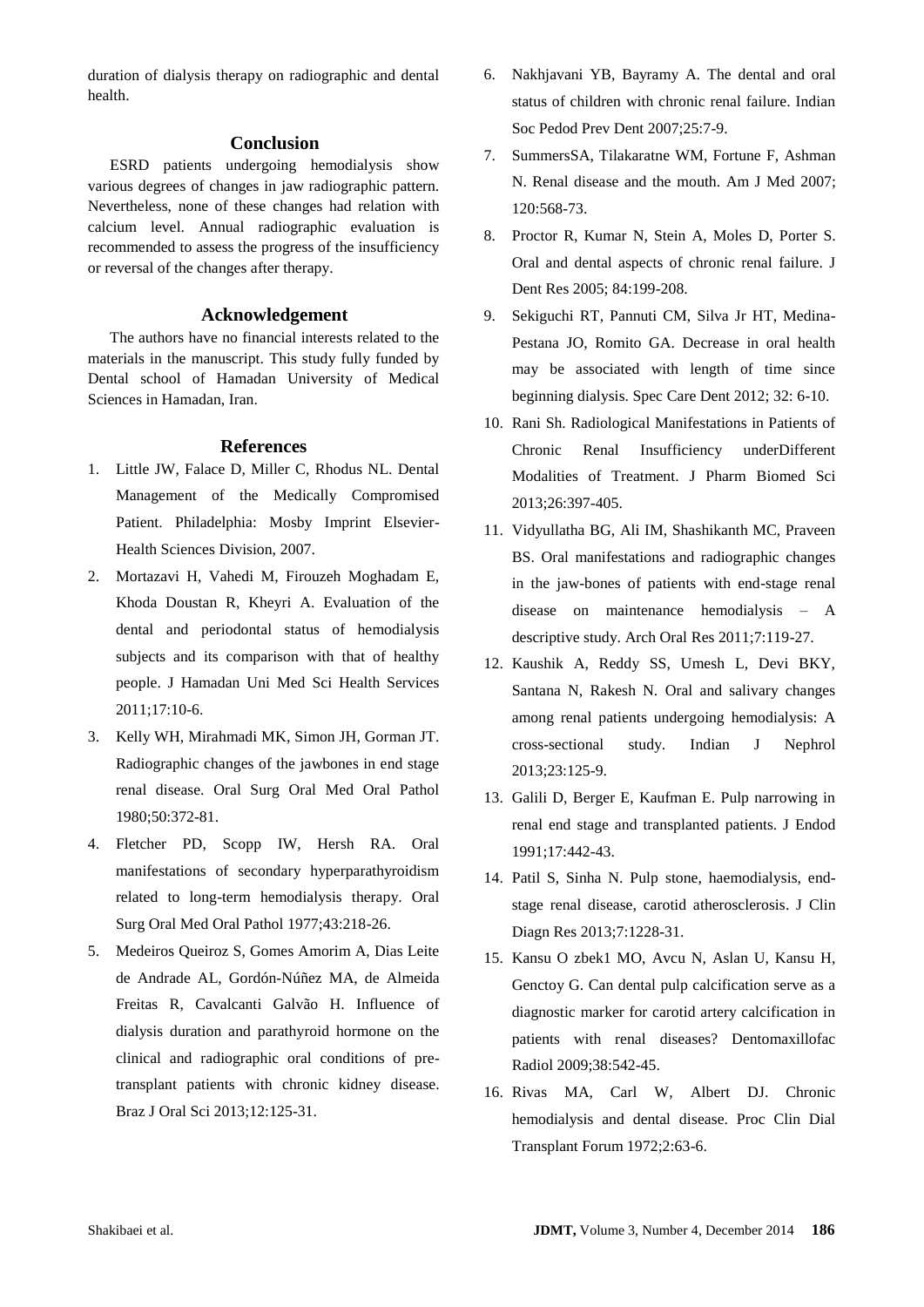duration of dialysis therapy on radiographic and dental health.

## Conclusion

ESRD patients undergoing hemodialysis show various degrees of changes in jaw radiographic pattern. Nevertheless, none of these changes had relation with calcium level. Annual radiographic evaluation is recommended to assess the progress of the insufficiency or reversal of the changes after therapy.

## Acknowledgement

The authors have no financial interests related to the materials in the manuscript. This study fully funded by Dental school of Hamadan University of Medical Sciences in Hamadan, Iran.

## References

1. Little JW, Falace D, Miller C, Rhodus NL. Dental Management of the Medically Compromised Patient. Philadelphia: Mosby Imprint Elsevier-Health Sciences Division, 2007.
2. Mortazavi H, Vahedi M, Firouzeh Moghadam E, Khoda Doustan R, Kheyri A. Evaluation of the dental and periodontal status of hemodialysis subjects and its comparison with that of healthy people. J Hamadan Uni Med Sci Health Services 2011;17:10-6.
3. Kelly WH, Mirahmadi MK, Simon JH, Gorman JT. Radiographic changes of the jawbones in end stage renal disease. Oral Surg Oral Med Oral Pathol 1980;50:372-81.
4. Fletcher PD, Scopp IW, Hersh RA. Oral manifestations of secondary hyperparathyroidism related to long-term hemodialysis therapy. Oral Surg Oral Med Oral Pathol 1977;43:218-26.
5. Medeiros Queiroz S, Gomes Amorim A, Dias Leite de Andrade AL, Gordón-Núñez MA, de Almeida Freitas R, Cavalcanti Galvão H. Influence of dialysis duration and parathyroid hormone on the clinical and radiographic oral conditions of pre-transplant patients with chronic kidney disease. Braz J Oral Sci 2013;12:125-31.
6. Nakhjavani YB, Bayramy A. The dental and oral status of children with chronic renal failure. Indian Soc Pedod Prev Dent 2007;25:7-9.
7. SummersSA, Tilakaratne WM, Fortune F, Ashman N. Renal disease and the mouth. Am J Med 2007; 120:568-73.
8. Proctor R, Kumar N, Stein A, Moles D, Porter S. Oral and dental aspects of chronic renal failure. J Dent Res 2005; 84:199-208.
9. Sekiguchi RT, Pannuti CM, Silva Jr HT, Medina-Pestana JO, Romito GA. Decrease in oral health may be associated with length of time since beginning dialysis. Spec Care Dent 2012; 32: 6-10.
10. Rani Sh. Radiological Manifestations in Patients of Chronic Renal Insufficiency underDifferent Modalities of Treatment. J Pharm Biomed Sci 2013;26:397-405.
11. Vidyullatha BG, Ali IM, Shashikanth MC, Praveen BS. Oral manifestations and radiographic changes in the jaw-bones of patients with end-stage renal disease on maintenance hemodialysis – A descriptive study. Arch Oral Res 2011;7:119-27.
12. Kaushik A, Reddy SS, Umesh L, Devi BKY, Santana N, Rakesh N. Oral and salivary changes among renal patients undergoing hemodialysis: A cross-sectional study. Indian J Nephrol 2013;23:125-9.
13. Galili D, Berger E, Kaufman E. Pulp narrowing in renal end stage and transplanted patients. J Endod 1991;17:442-43.
14. Patil S, Sinha N. Pulp stone, haemodialysis, end-stage renal disease, carotid atherosclerosis. J Clin Diagn Res 2013;7:1228-31.
15. Kansu O zbek1 MO, Avcu N, Aslan U, Kansu H, Genctoy G. Can dental pulp calcification serve as a diagnostic marker for carotid artery calcification in patients with renal diseases? Dentomaxillofac Radiol 2009;38:542-45.
16. Rivas MA, Carl W, Albert DJ. Chronic hemodialysis and dental disease. Proc Clin Dial Transplant Forum 1972;2:63-6.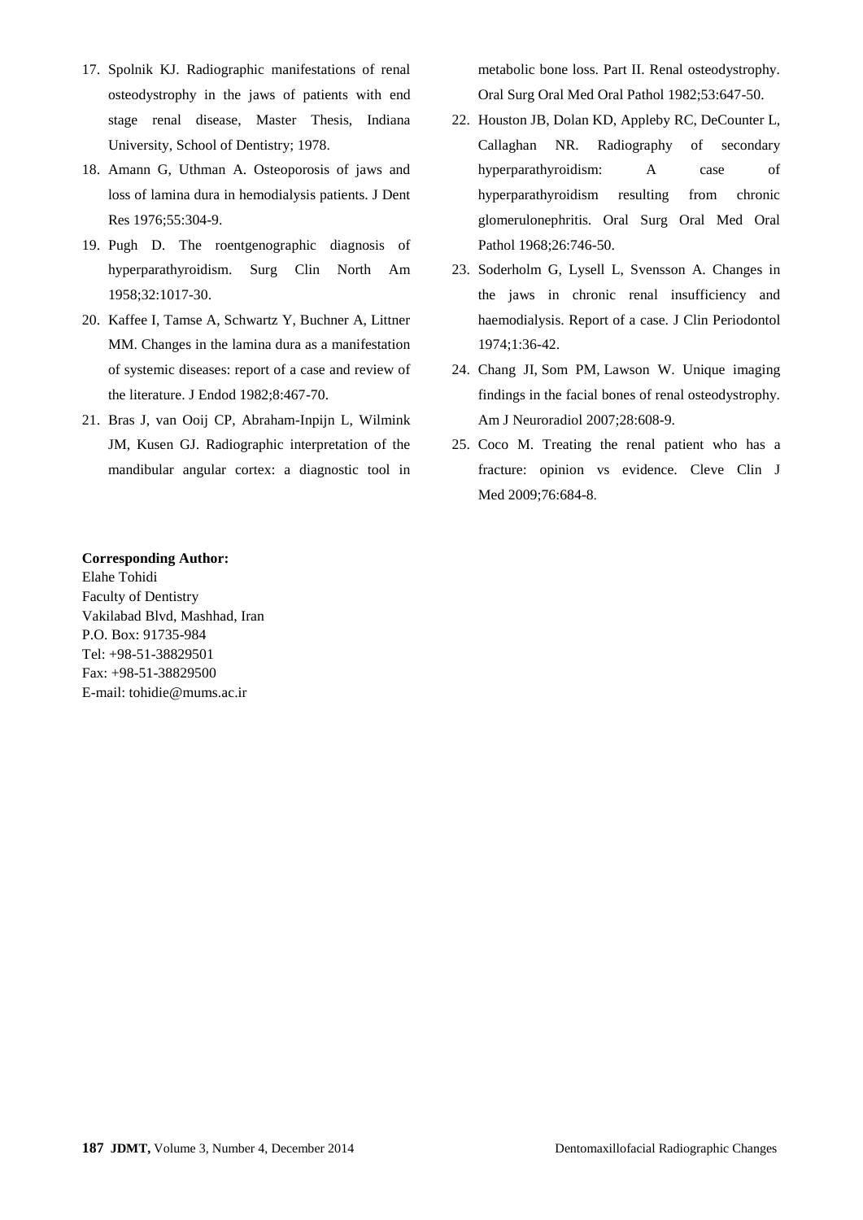17. Spolnik KJ. Radiographic manifestations of renal osteodystrophy in the jaws of patients with end stage renal disease, Master Thesis, Indiana University, School of Dentistry; 1978.
18. Amann G, Uthman A. Osteoporosis of jaws and loss of lamina dura in hemodialysis patients. J Dent Res 1976;55:304-9.
19. Pugh D. The roentgenographic diagnosis of hyperparathyroidism. Surg Clin North Am 1958;32:1017-30.
20. Kaffee I, Tamse A, Schwartz Y, Buchner A, Littner MM. Changes in the lamina dura as a manifestation of systemic diseases: report of a case and review of the literature. J Endod 1982;8:467-70.
21. Bras J, van Ooij CP, Abraham-Inpijn L, Wilmink JM, Kusen GJ. Radiographic interpretation of the mandibular angular cortex: a diagnostic tool in metabolic bone loss. Part II. Renal osteodystrophy. Oral Surg Oral Med Oral Pathol 1982;53:647-50.
22. Houston JB, Dolan KD, Appleby RC, DeCounter L, Callaghan NR. Radiography of secondary hyperparathyroidism: A case of hyperparathyroidism resulting from chronic glomerulonephritis. Oral Surg Oral Med Oral Pathol 1968;26:746-50.
23. Soderholm G, Lysell L, Svensson A. Changes in the jaws in chronic renal insufficiency and haemodialysis. Report of a case. J Clin Periodontol 1974;1:36-42.
24. Chang JI, Som PM, Lawson W. Unique imaging findings in the facial bones of renal osteodystrophy. Am J Neuroradiol 2007;28:608-9.
25. Coco M. Treating the renal patient who has a fracture: opinion vs evidence. Cleve Clin J Med 2009;76:684-8.

**Corresponding Author:**
Elahe Tohidi
Faculty of Dentistry
Vakilabad Blvd, Mashhad, Iran
P.O. Box: 91735-984
Tel: +98-51-38829501
Fax: +98-51-38829500
E-mail: tohidie@mums.ac.ir